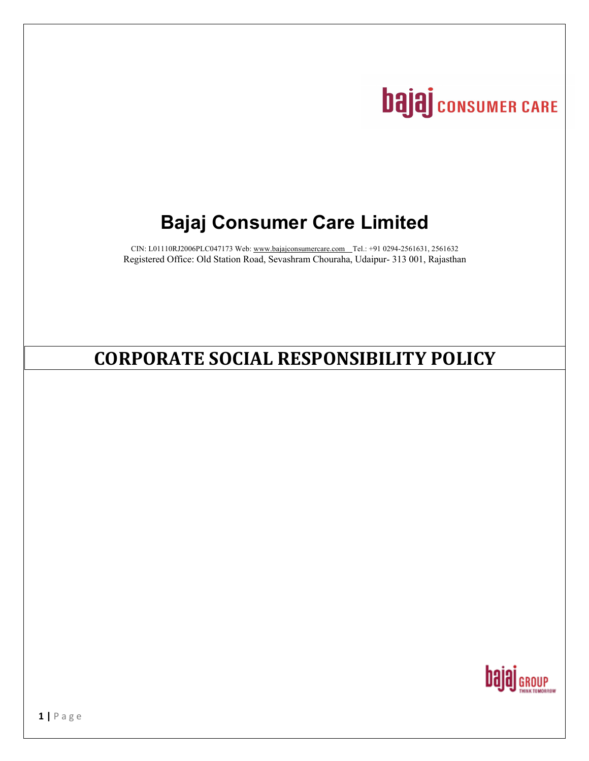# Bajaj Consumer Care Limited

CIN: L01110RJ2006PLC047173 Web: www.bajajconsumercare.com Tel.: +91 0294-2561631, 2561632

Registered Office: Old Station Road, Sevashram Chouraha, Udaipur- 313 001, Rajasthan

# CORPORATE SOCIAL RESPONSIBILITY POLICY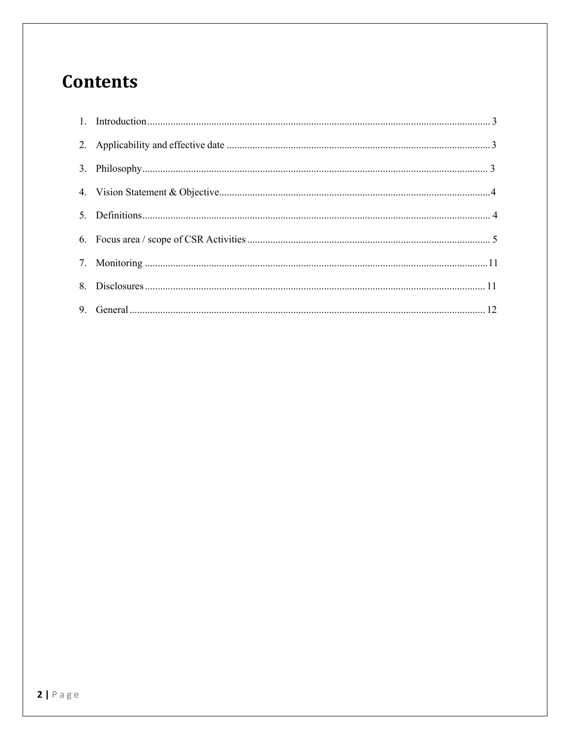# Contents

1. Introduction ..................................................................................................................................... 3
2. Applicability and effective date ...................................................................................................... 3
3. Philosophy ....................................................................................................................................... 3
4. Vision Statement & Objective .......................................................................................................... 4
5. Definitions ....................................................................................................................................... 4
6. Focus area / scope of CSR Activities ............................................................................................... 5
7. Monitoring ..................................................................................................................................... 11
8. Disclosures .................................................................................................................................... 11
9. General .......................................................................................................................................... 12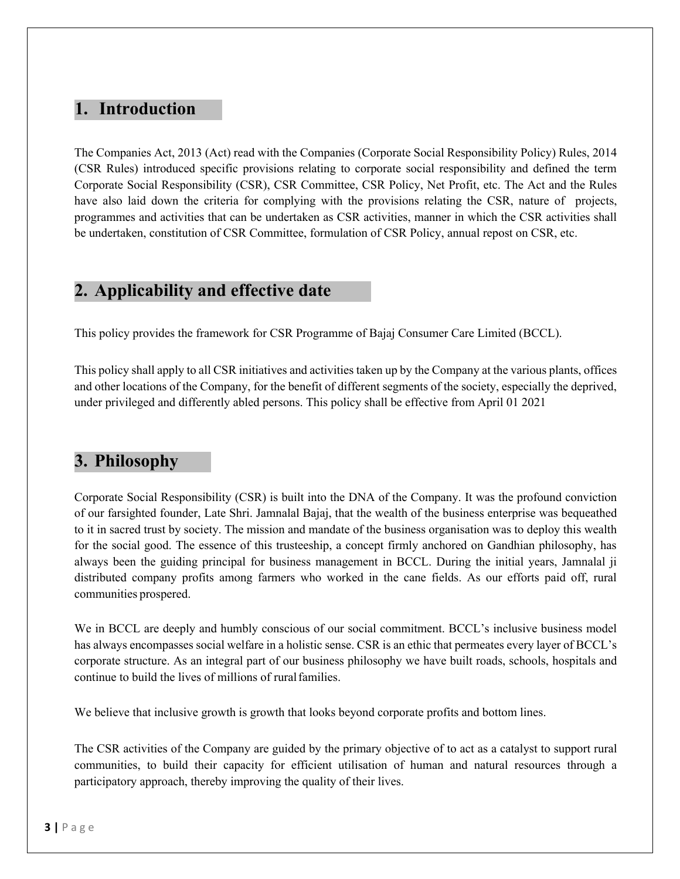## 1. Introduction

The Companies Act, 2013 (Act) read with the Companies (Corporate Social Responsibility Policy) Rules, 2014 (CSR Rules) introduced specific provisions relating to corporate social responsibility and defined the term Corporate Social Responsibility (CSR), CSR Committee, CSR Policy, Net Profit, etc. The Act and the Rules have also laid down the criteria for complying with the provisions relating the CSR, nature of projects, programmes and activities that can be undertaken as CSR activities, manner in which the CSR activities shall be undertaken, constitution of CSR Committee, formulation of CSR Policy, annual repost on CSR, etc.

## 2. Applicability and effective date

This policy provides the framework for CSR Programme of Bajaj Consumer Care Limited (BCCL).

This policy shall apply to all CSR initiatives and activities taken up by the Company at the various plants, offices and other locations of the Company, for the benefit of different segments of the society, especially the deprived, under privileged and differently abled persons. This policy shall be effective from April 01 2021

## 3. Philosophy

Corporate Social Responsibility (CSR) is built into the DNA of the Company. It was the profound conviction of our farsighted founder, Late Shri. Jamnalal Bajaj, that the wealth of the business enterprise was bequeathed to it in sacred trust by society. The mission and mandate of the business organisation was to deploy this wealth for the social good. The essence of this trusteeship, a concept firmly anchored on Gandhian philosophy, has always been the guiding principal for business management in BCCL. During the initial years, Jamnalal ji distributed company profits among farmers who worked in the cane fields. As our efforts paid off, rural communities prospered.

We in BCCL are deeply and humbly conscious of our social commitment. BCCL's inclusive business model has always encompasses social welfare in a holistic sense. CSR is an ethic that permeates every layer of BCCL's corporate structure. As an integral part of our business philosophy we have built roads, schools, hospitals and continue to build the lives of millions of rural families.

We believe that inclusive growth is growth that looks beyond corporate profits and bottom lines.

The CSR activities of the Company are guided by the primary objective of to act as a catalyst to support rural communities, to build their capacity for efficient utilisation of human and natural resources through a participatory approach, thereby improving the quality of their lives.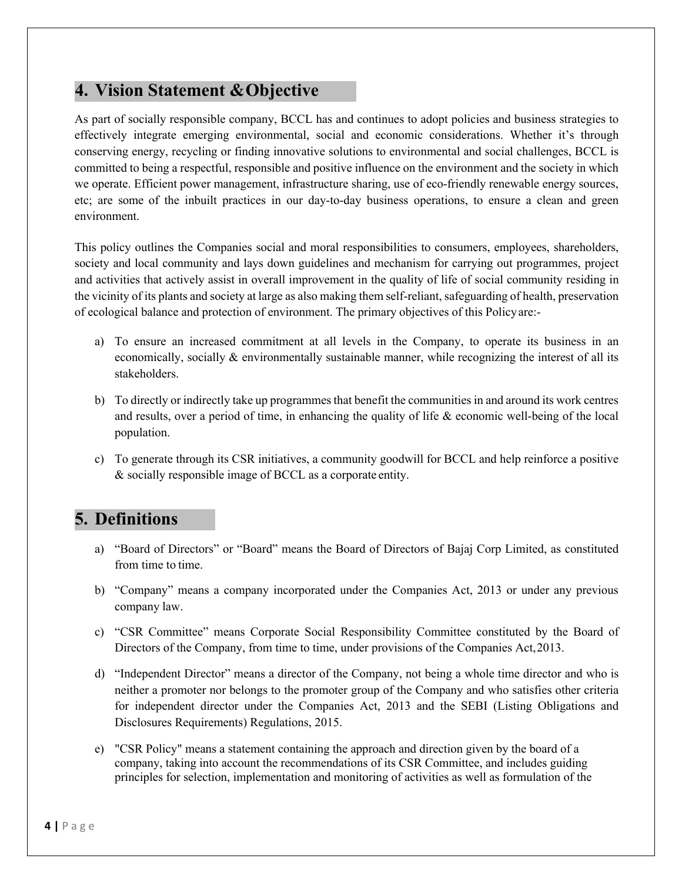## 4. Vision Statement & Objective

As part of socially responsible company, BCCL has and continues to adopt policies and business strategies to effectively integrate emerging environmental, social and economic considerations. Whether it's through conserving energy, recycling or finding innovative solutions to environmental and social challenges, BCCL is committed to being a respectful, responsible and positive influence on the environment and the society in which we operate. Efficient power management, infrastructure sharing, use of eco-friendly renewable energy sources, etc; are some of the inbuilt practices in our day-to-day business operations, to ensure a clean and green environment.

This policy outlines the Companies social and moral responsibilities to consumers, employees, shareholders, society and local community and lays down guidelines and mechanism for carrying out programmes, project and activities that actively assist in overall improvement in the quality of life of social community residing in the vicinity of its plants and society at large as also making them self-reliant, safeguarding of health, preservation of ecological balance and protection of environment. The primary objectives of this Policy are:-

a) To ensure an increased commitment at all levels in the Company, to operate its business in an economically, socially & environmentally sustainable manner, while recognizing the interest of all its stakeholders.

b) To directly or indirectly take up programmes that benefit the communities in and around its work centres and results, over a period of time, in enhancing the quality of life & economic well-being of the local population.

c) To generate through its CSR initiatives, a community goodwill for BCCL and help reinforce a positive & socially responsible image of BCCL as a corporate entity.

## 5. Definitions

a) "Board of Directors" or "Board" means the Board of Directors of Bajaj Corp Limited, as constituted from time to time.

b) "Company" means a company incorporated under the Companies Act, 2013 or under any previous company law.

c) "CSR Committee" means Corporate Social Responsibility Committee constituted by the Board of Directors of the Company, from time to time, under provisions of the Companies Act, 2013.

d) "Independent Director" means a director of the Company, not being a whole time director and who is neither a promoter nor belongs to the promoter group of the Company and who satisfies other criteria for independent director under the Companies Act, 2013 and the SEBI (Listing Obligations and Disclosures Requirements) Regulations, 2015.

e) "CSR Policy" means a statement containing the approach and direction given by the board of a company, taking into account the recommendations of its CSR Committee, and includes guiding principles for selection, implementation and monitoring of activities as well as formulation of the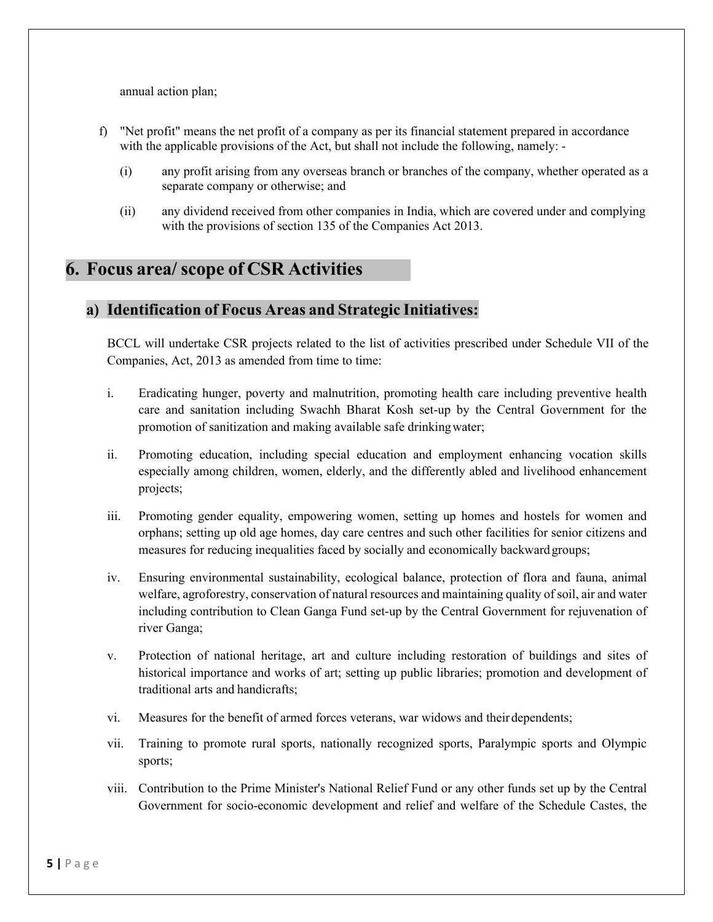annual action plan;

f) "Net profit" means the net profit of a company as per its financial statement prepared in accordance with the applicable provisions of the Act, but shall not include the following, namely: -

   (i) any profit arising from any overseas branch or branches of the company, whether operated as a separate company or otherwise; and

   (ii) any dividend received from other companies in India, which are covered under and complying with the provisions of section 135 of the Companies Act 2013.

## 6. Focus area/ scope of CSR Activities

### a) Identification of Focus Areas and Strategic Initiatives:

BCCL will undertake CSR projects related to the list of activities prescribed under Schedule VII of the Companies, Act, 2013 as amended from time to time:

i. Eradicating hunger, poverty and malnutrition, promoting health care including preventive health care and sanitation including Swachh Bharat Kosh set-up by the Central Government for the promotion of sanitization and making available safe drinking water;

ii. Promoting education, including special education and employment enhancing vocation skills especially among children, women, elderly, and the differently abled and livelihood enhancement projects;

iii. Promoting gender equality, empowering women, setting up homes and hostels for women and orphans; setting up old age homes, day care centres and such other facilities for senior citizens and measures for reducing inequalities faced by socially and economically backward groups;

iv. Ensuring environmental sustainability, ecological balance, protection of flora and fauna, animal welfare, agroforestry, conservation of natural resources and maintaining quality of soil, air and water including contribution to Clean Ganga Fund set-up by the Central Government for rejuvenation of river Ganga;

v. Protection of national heritage, art and culture including restoration of buildings and sites of historical importance and works of art; setting up public libraries; promotion and development of traditional arts and handicrafts;

vi. Measures for the benefit of armed forces veterans, war widows and their dependents;

vii. Training to promote rural sports, nationally recognized sports, Paralympic sports and Olympic sports;

viii. Contribution to the Prime Minister's National Relief Fund or any other funds set up by the Central Government for socio-economic development and relief and welfare of the Schedule Castes, the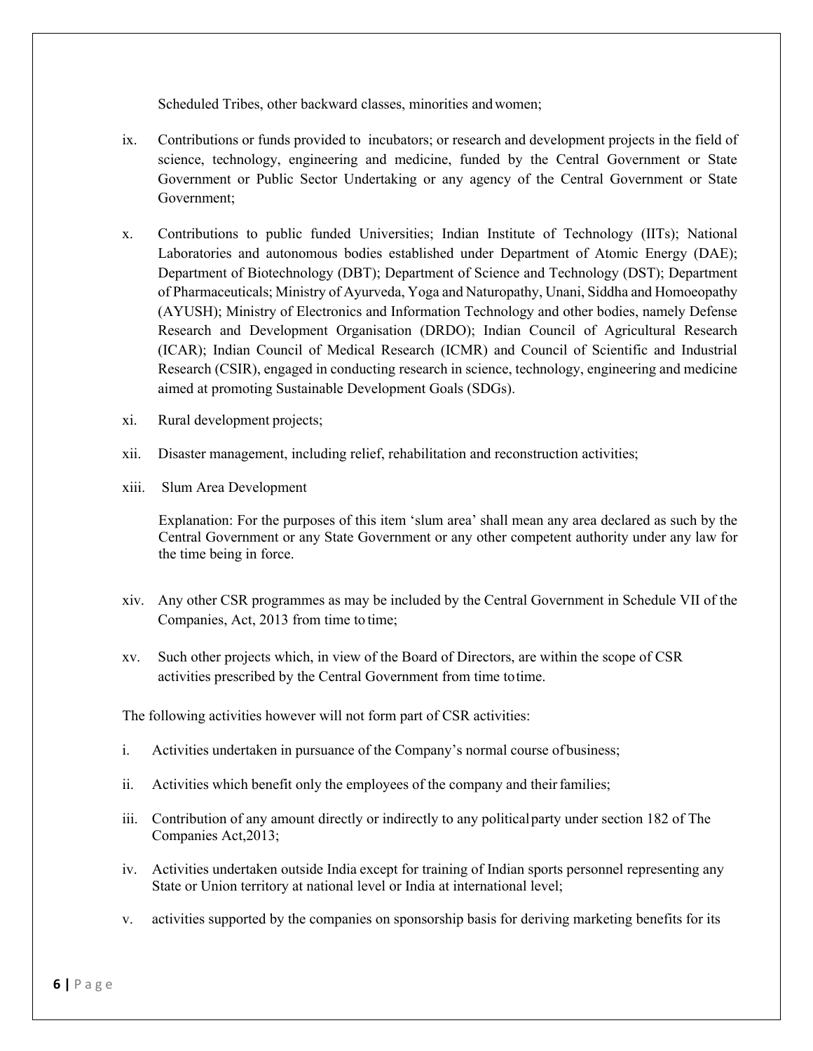Scheduled Tribes, other backward classes, minorities and women;

ix. Contributions or funds provided to incubators; or research and development projects in the field of science, technology, engineering and medicine, funded by the Central Government or State Government or Public Sector Undertaking or any agency of the Central Government or State Government;

x. Contributions to public funded Universities; Indian Institute of Technology (IITs); National Laboratories and autonomous bodies established under Department of Atomic Energy (DAE); Department of Biotechnology (DBT); Department of Science and Technology (DST); Department of Pharmaceuticals; Ministry of Ayurveda, Yoga and Naturopathy, Unani, Siddha and Homoeopathy (AYUSH); Ministry of Electronics and Information Technology and other bodies, namely Defense Research and Development Organisation (DRDO); Indian Council of Agricultural Research (ICAR); Indian Council of Medical Research (ICMR) and Council of Scientific and Industrial Research (CSIR), engaged in conducting research in science, technology, engineering and medicine aimed at promoting Sustainable Development Goals (SDGs).

xi. Rural development projects;

xii. Disaster management, including relief, rehabilitation and reconstruction activities;

xiii. Slum Area Development

Explanation: For the purposes of this item 'slum area' shall mean any area declared as such by the Central Government or any State Government or any other competent authority under any law for the time being in force.

xiv. Any other CSR programmes as may be included by the Central Government in Schedule VII of the Companies, Act, 2013 from time to time;

xv. Such other projects which, in view of the Board of Directors, are within the scope of CSR activities prescribed by the Central Government from time to time.

The following activities however will not form part of CSR activities:

i. Activities undertaken in pursuance of the Company's normal course of business;

ii. Activities which benefit only the employees of the company and their families;

iii. Contribution of any amount directly or indirectly to any political party under section 182 of The Companies Act,2013;

iv. Activities undertaken outside India except for training of Indian sports personnel representing any State or Union territory at national level or India at international level;

v. activities supported by the companies on sponsorship basis for deriving marketing benefits for its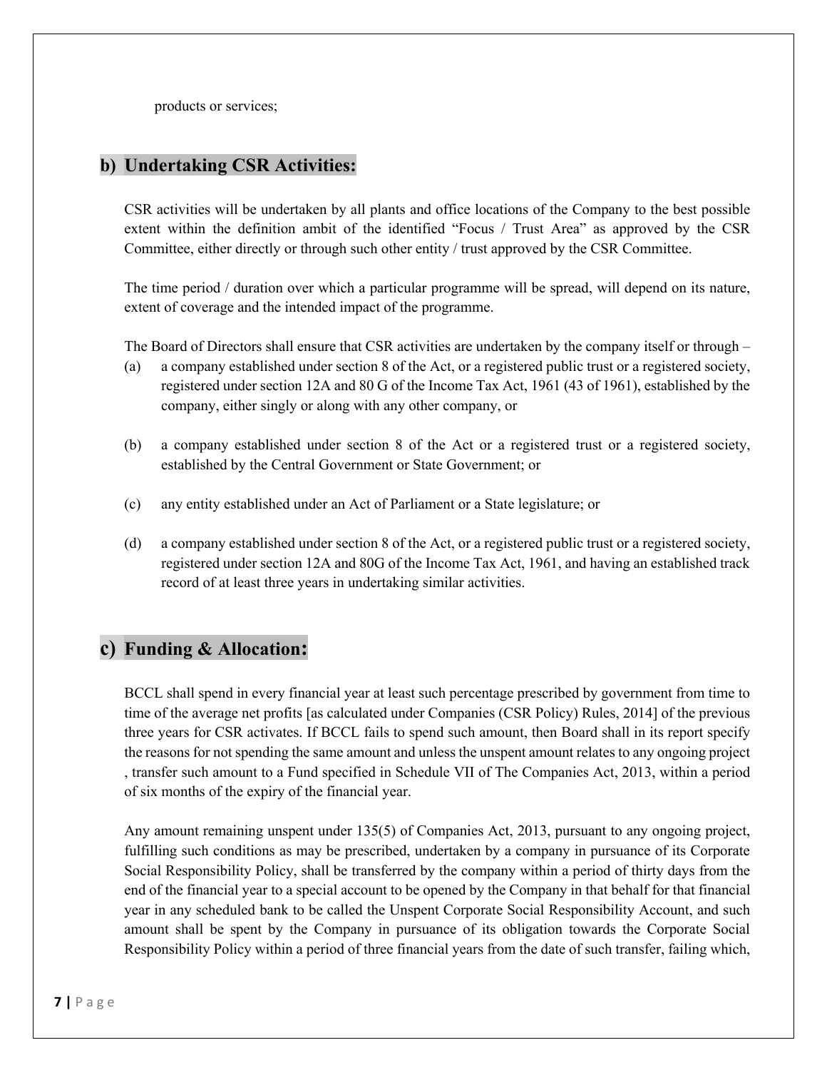products or services;

## b) Undertaking CSR Activities:

CSR activities will be undertaken by all plants and office locations of the Company to the best possible extent within the definition ambit of the identified "Focus / Trust Area" as approved by the CSR Committee, either directly or through such other entity / trust approved by the CSR Committee.

The time period / duration over which a particular programme will be spread, will depend on its nature, extent of coverage and the intended impact of the programme.

The Board of Directors shall ensure that CSR activities are undertaken by the company itself or through –

(a) a company established under section 8 of the Act, or a registered public trust or a registered society, registered under section 12A and 80 G of the Income Tax Act, 1961 (43 of 1961), established by the company, either singly or along with any other company, or

(b) a company established under section 8 of the Act or a registered trust or a registered society, established by the Central Government or State Government; or

(c) any entity established under an Act of Parliament or a State legislature; or

(d) a company established under section 8 of the Act, or a registered public trust or a registered society, registered under section 12A and 80G of the Income Tax Act, 1961, and having an established track record of at least three years in undertaking similar activities.

## c) Funding & Allocation:

BCCL shall spend in every financial year at least such percentage prescribed by government from time to time of the average net profits [as calculated under Companies (CSR Policy) Rules, 2014] of the previous three years for CSR activates. If BCCL fails to spend such amount, then Board shall in its report specify the reasons for not spending the same amount and unless the unspent amount relates to any ongoing project , transfer such amount to a Fund specified in Schedule VII of The Companies Act, 2013, within a period of six months of the expiry of the financial year.

Any amount remaining unspent under 135(5) of Companies Act, 2013, pursuant to any ongoing project, fulfilling such conditions as may be prescribed, undertaken by a company in pursuance of its Corporate Social Responsibility Policy, shall be transferred by the company within a period of thirty days from the end of the financial year to a special account to be opened by the Company in that behalf for that financial year in any scheduled bank to be called the Unspent Corporate Social Responsibility Account, and such amount shall be spent by the Company in pursuance of its obligation towards the Corporate Social Responsibility Policy within a period of three financial years from the date of such transfer, failing which,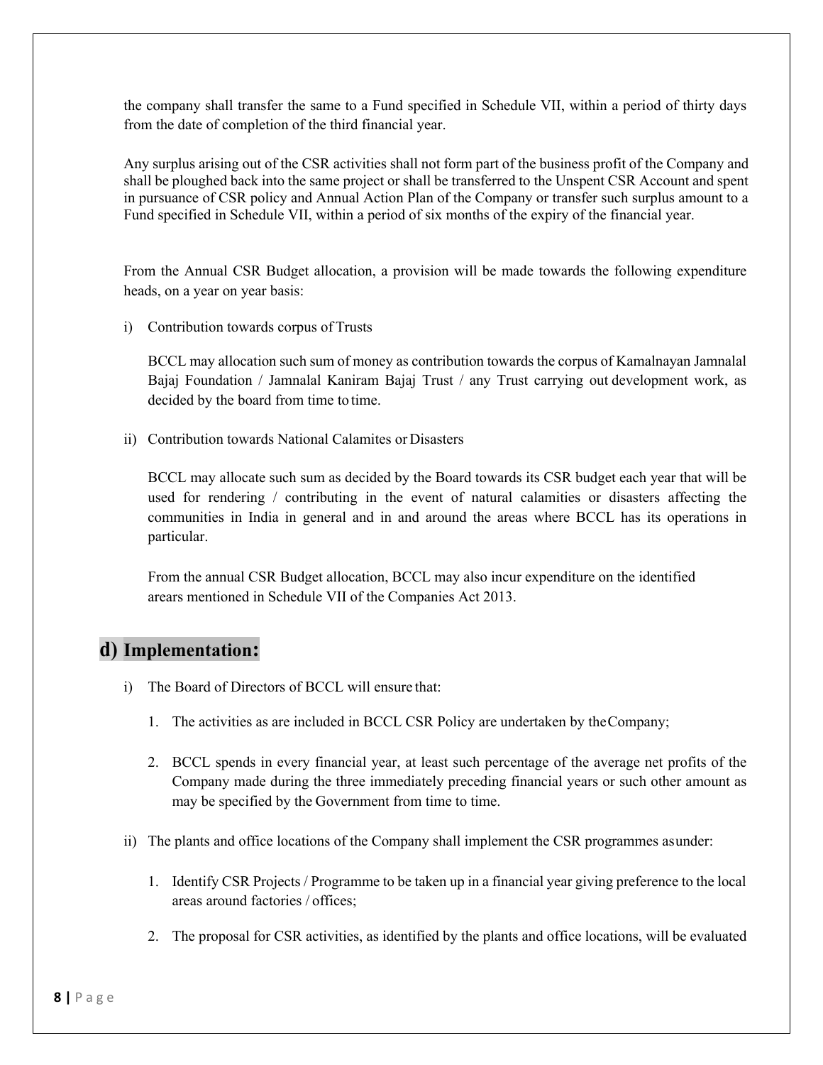the company shall transfer the same to a Fund specified in Schedule VII, within a period of thirty days from the date of completion of the third financial year.

Any surplus arising out of the CSR activities shall not form part of the business profit of the Company and shall be ploughed back into the same project or shall be transferred to the Unspent CSR Account and spent in pursuance of CSR policy and Annual Action Plan of the Company or transfer such surplus amount to a Fund specified in Schedule VII, within a period of six months of the expiry of the financial year.

From the Annual CSR Budget allocation, a provision will be made towards the following expenditure heads, on a year on year basis:

i) Contribution towards corpus of Trusts

   BCCL may allocation such sum of money as contribution towards the corpus of Kamalnayan Jamnalal Bajaj Foundation / Jamnalal Kaniram Bajaj Trust / any Trust carrying out development work, as decided by the board from time to time.

ii) Contribution towards National Calamites or Disasters

   BCCL may allocate such sum as decided by the Board towards its CSR budget each year that will be used for rendering / contributing in the event of natural calamities or disasters affecting the communities in India in general and in and around the areas where BCCL has its operations in particular.

   From the annual CSR Budget allocation, BCCL may also incur expenditure on the identified arears mentioned in Schedule VII of the Companies Act 2013.

## d) Implementation:

i) The Board of Directors of BCCL will ensure that:

   1. The activities as are included in BCCL CSR Policy are undertaken by the Company;

   2. BCCL spends in every financial year, at least such percentage of the average net profits of the Company made during the three immediately preceding financial years or such other amount as may be specified by the Government from time to time.

ii) The plants and office locations of the Company shall implement the CSR programmes as under:

   1. Identify CSR Projects / Programme to be taken up in a financial year giving preference to the local areas around factories / offices;

   2. The proposal for CSR activities, as identified by the plants and office locations, will be evaluated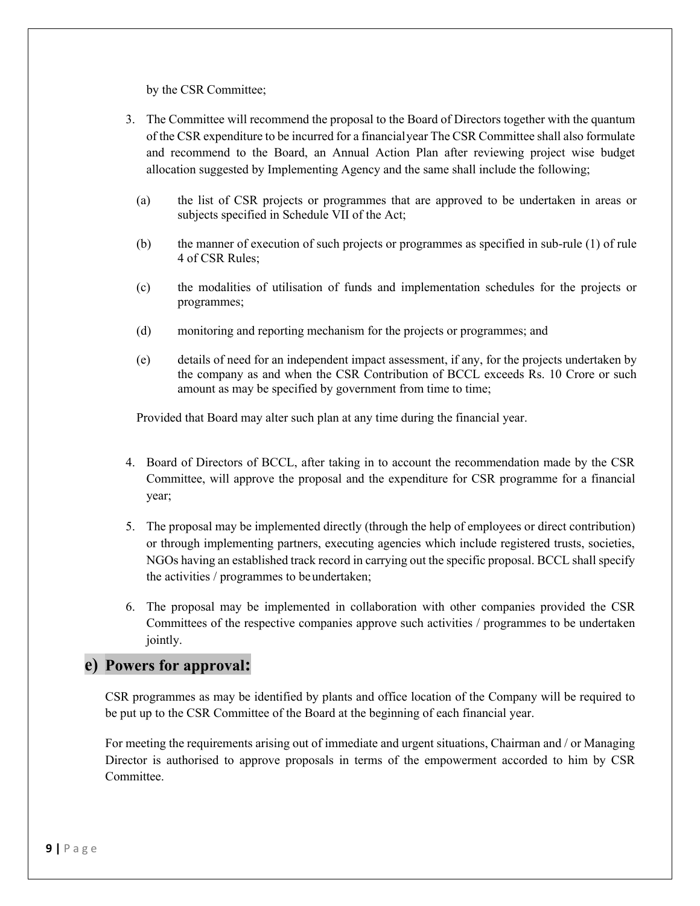by the CSR Committee;

3. The Committee will recommend the proposal to the Board of Directors together with the quantum of the CSR expenditure to be incurred for a financial year The CSR Committee shall also formulate and recommend to the Board, an Annual Action Plan after reviewing project wise budget allocation suggested by Implementing Agency and the same shall include the following;

   (a) the list of CSR projects or programmes that are approved to be undertaken in areas or subjects specified in Schedule VII of the Act;

   (b) the manner of execution of such projects or programmes as specified in sub-rule (1) of rule 4 of CSR Rules;

   (c) the modalities of utilisation of funds and implementation schedules for the projects or programmes;

   (d) monitoring and reporting mechanism for the projects or programmes; and

   (e) details of need for an independent impact assessment, if any, for the projects undertaken by the company as and when the CSR Contribution of BCCL exceeds Rs. 10 Crore or such amount as may be specified by government from time to time;

   Provided that Board may alter such plan at any time during the financial year.

4. Board of Directors of BCCL, after taking in to account the recommendation made by the CSR Committee, will approve the proposal and the expenditure for CSR programme for a financial year;

5. The proposal may be implemented directly (through the help of employees or direct contribution) or through implementing partners, executing agencies which include registered trusts, societies, NGOs having an established track record in carrying out the specific proposal. BCCL shall specify the activities / programmes to be undertaken;

6. The proposal may be implemented in collaboration with other companies provided the CSR Committees of the respective companies approve such activities / programmes to be undertaken jointly.

## e) Powers for approval:

CSR programmes as may be identified by plants and office location of the Company will be required to be put up to the CSR Committee of the Board at the beginning of each financial year.

For meeting the requirements arising out of immediate and urgent situations, Chairman and / or Managing Director is authorised to approve proposals in terms of the empowerment accorded to him by CSR Committee.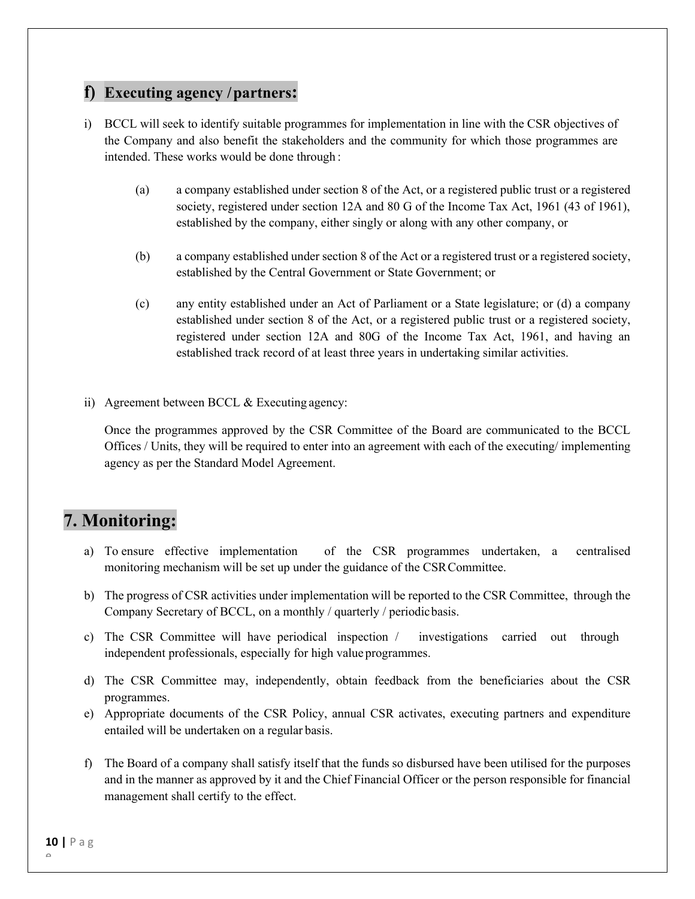## f) Executing agency / partners:

i) BCCL will seek to identify suitable programmes for implementation in line with the CSR objectives of the Company and also benefit the stakeholders and the community for which those programmes are intended. These works would be done through :

(a) a company established under section 8 of the Act, or a registered public trust or a registered society, registered under section 12A and 80 G of the Income Tax Act, 1961 (43 of 1961), established by the company, either singly or along with any other company, or

(b) a company established under section 8 of the Act or a registered trust or a registered society, established by the Central Government or State Government; or

(c) any entity established under an Act of Parliament or a State legislature; or (d) a company established under section 8 of the Act, or a registered public trust or a registered society, registered under section 12A and 80G of the Income Tax Act, 1961, and having an established track record of at least three years in undertaking similar activities.

ii) Agreement between BCCL & Executing agency:

Once the programmes approved by the CSR Committee of the Board are communicated to the BCCL Offices / Units, they will be required to enter into an agreement with each of the executing/ implementing agency as per the Standard Model Agreement.

# 7. Monitoring:

a) To ensure effective implementation of the CSR programmes undertaken, a centralised monitoring mechanism will be set up under the guidance of the CSR Committee.

b) The progress of CSR activities under implementation will be reported to the CSR Committee, through the Company Secretary of BCCL, on a monthly / quarterly / periodic basis.

c) The CSR Committee will have periodical inspection / investigations carried out through independent professionals, especially for high value programmes.

d) The CSR Committee may, independently, obtain feedback from the beneficiaries about the CSR programmes.

e) Appropriate documents of the CSR Policy, annual CSR activates, executing partners and expenditure entailed will be undertaken on a regular basis.

f) The Board of a company shall satisfy itself that the funds so disbursed have been utilised for the purposes and in the manner as approved by it and the Chief Financial Officer or the person responsible for financial management shall certify to the effect.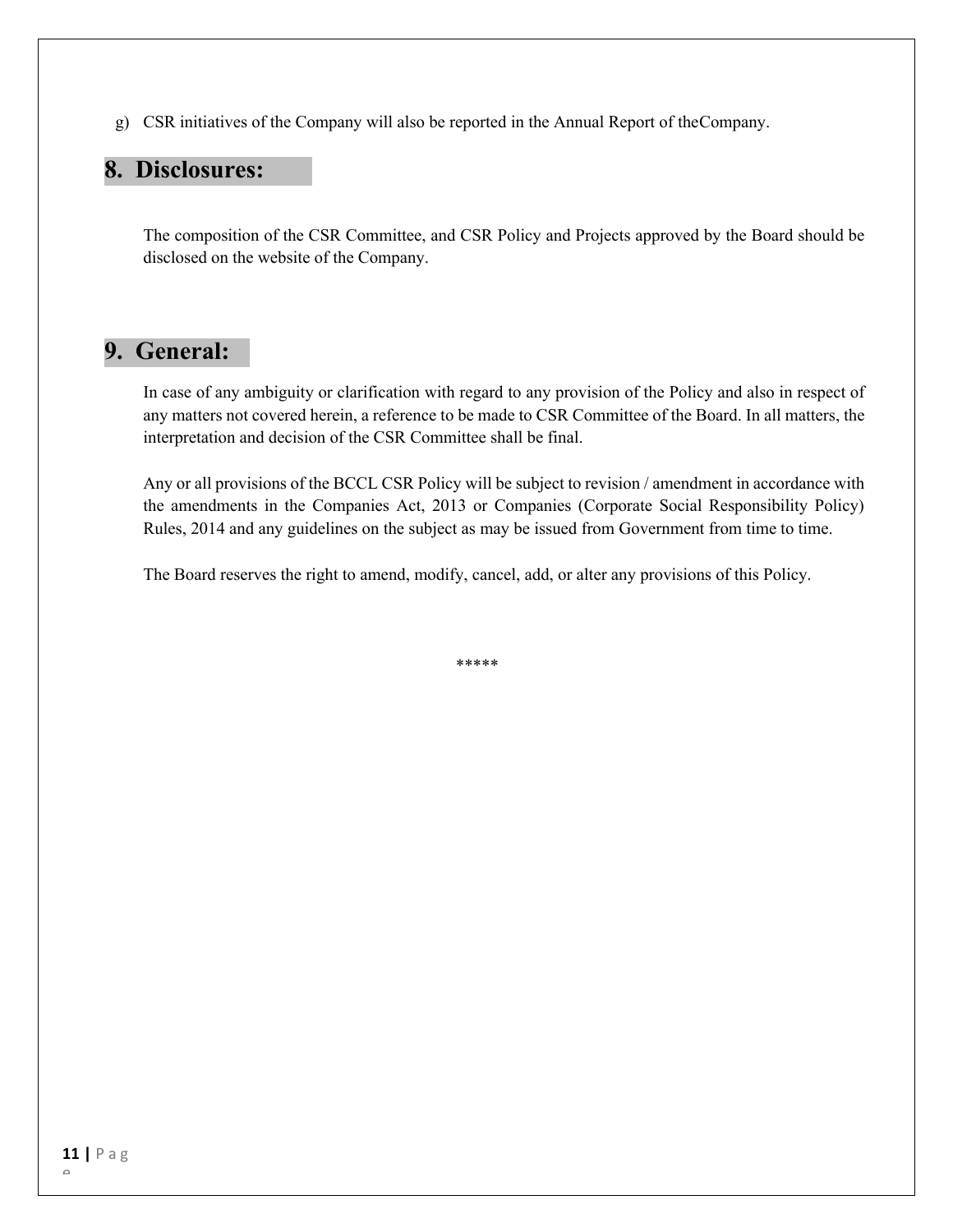g) CSR initiatives of the Company will also be reported in the Annual Report of theCompany.

## 8. Disclosures:

The composition of the CSR Committee, and CSR Policy and Projects approved by the Board should be disclosed on the website of the Company.

## 9. General:

In case of any ambiguity or clarification with regard to any provision of the Policy and also in respect of any matters not covered herein, a reference to be made to CSR Committee of the Board. In all matters, the interpretation and decision of the CSR Committee shall be final.

Any or all provisions of the BCCL CSR Policy will be subject to revision / amendment in accordance with the amendments in the Companies Act, 2013 or Companies (Corporate Social Responsibility Policy) Rules, 2014 and any guidelines on the subject as may be issued from Government from time to time.

The Board reserves the right to amend, modify, cancel, add, or alter any provisions of this Policy.

*****